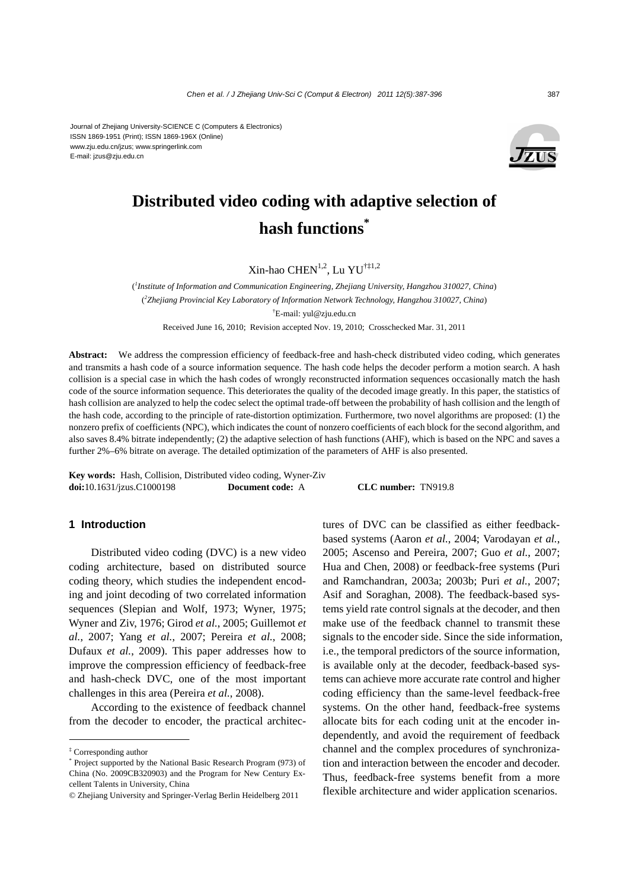Journal of Zhejiang University-SCIENCE C (Computers & Electronics)
ISSN 1869-1951 (Print); ISSN 1869-196X (Online)
www.zju.edu.cn/jzus; www.springerlink.com
E-mail: jzus@zju.edu.cn

# Distributed video coding with adaptive selection of hash functions*

Xin-hao CHEN[1,2], Lu YU[†‡1,2]

([1]Institute of Information and Communication Engineering, Zhejiang University, Hangzhou 310027, China)
([2]Zhejiang Provincial Key Laboratory of Information Network Technology, Hangzhou 310027, China)
[†]E-mail: yul@zju.edu.cn

Received June 16, 2010; Revision accepted Nov. 19, 2010; Crosschecked Mar. 31, 2011

**Abstract:** We address the compression efficiency of feedback-free and hash-check distributed video coding, which generates and transmits a hash code of a source information sequence. The hash code helps the decoder perform a motion search. A hash collision is a special case in which the hash codes of wrongly reconstructed information sequences occasionally match the hash code of the source information sequence. This deteriorates the quality of the decoded image greatly. In this paper, the statistics of hash collision are analyzed to help the codec select the optimal trade-off between the probability of hash collision and the length of the hash code, according to the principle of rate-distortion optimization. Furthermore, two novel algorithms are proposed: (1) the nonzero prefix of coefficients (NPC), which indicates the count of nonzero coefficients of each block for the second algorithm, and also saves 8.4% bitrate independently; (2) the adaptive selection of hash functions (AHF), which is based on the NPC and saves a further 2%–6% bitrate on average. The detailed optimization of the parameters of AHF is also presented.

**Key words:** Hash, Collision, Distributed video coding, Wyner-Ziv
**doi:**10.1631/jzus.C1000198 **Document code:** A **CLC number:** TN919.8

## 1 Introduction

Distributed video coding (DVC) is a new video coding architecture, based on distributed source coding theory, which studies the independent encoding and joint decoding of two correlated information sequences (Slepian and Wolf, 1973; Wyner, 1975; Wyner and Ziv, 1976; Girod *et al.*, 2005; Guillemot *et al.*, 2007; Yang *et al.*, 2007; Pereira *et al.*, 2008; Dufaux *et al.*, 2009). This paper addresses how to improve the compression efficiency of feedback-free and hash-check DVC, one of the most important challenges in this area (Pereira *et al.*, 2008).

According to the existence of feedback channel from the decoder to encoder, the practical architectures of DVC can be classified as either feedback-based systems (Aaron *et al.*, 2004; Varodayan *et al.*, 2005; Ascenso and Pereira, 2007; Guo *et al.*, 2007; Hua and Chen, 2008) or feedback-free systems (Puri and Ramchandran, 2003a; 2003b; Puri *et al.*, 2007; Asif and Soraghan, 2008). The feedback-based systems yield rate control signals at the decoder, and then make use of the feedback channel to transmit these signals to the encoder side. Since the side information, i.e., the temporal predictors of the source information, is available only at the decoder, feedback-based systems can achieve more accurate rate control and higher coding efficiency than the same-level feedback-free systems. On the other hand, feedback-free systems allocate bits for each coding unit at the encoder independently, and avoid the requirement of feedback channel and the complex procedures of synchronization and interaction between the encoder and decoder. Thus, feedback-free systems benefit from a more flexible architecture and wider application scenarios.

[‡] Corresponding author
[*] Project supported by the National Basic Research Program (973) of China (No. 2009CB320903) and the Program for New Century Excellent Talents in University, China
© Zhejiang University and Springer-Verlag Berlin Heidelberg 2011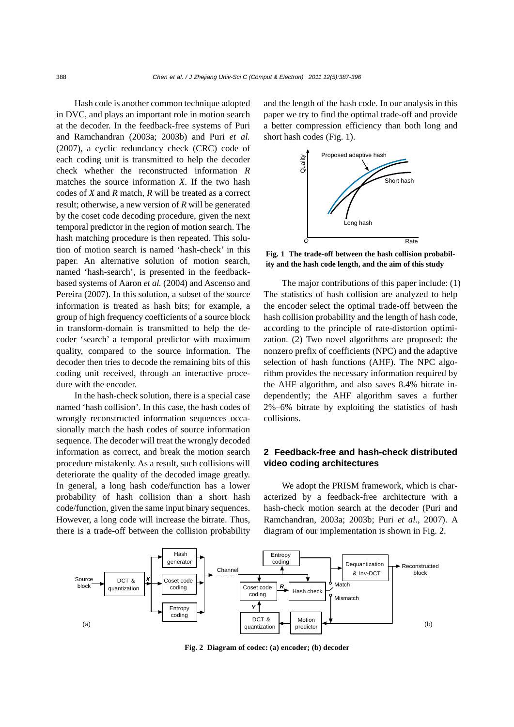Hash code is another common technique adopted in DVC, and plays an important role in motion search at the decoder. In the feedback-free systems of Puri and Ramchandran (2003a; 2003b) and Puri *et al.* (2007), a cyclic redundancy check (CRC) code of each coding unit is transmitted to help the decoder check whether the reconstructed information $R$ matches the source information $X$. If the two hash codes of $X$ and $R$ match, $R$ will be treated as a correct result; otherwise, a new version of $R$ will be generated by the coset code decoding procedure, given the next temporal predictor in the region of motion search. The hash matching procedure is then repeated. This solution of motion search is named 'hash-check' in this paper. An alternative solution of motion search, named 'hash-search', is presented in the feedback-based systems of Aaron *et al.* (2004) and Ascenso and Pereira (2007). In this solution, a subset of the source information is treated as hash bits; for example, a group of high frequency coefficients of a source block in transform-domain is transmitted to help the decoder 'search' a temporal predictor with maximum quality, compared to the source information. The decoder then tries to decode the remaining bits of this coding unit received, through an interactive procedure with the encoder.

In the hash-check solution, there is a special case named 'hash collision'. In this case, the hash codes of wrongly reconstructed information sequences occasionally match the hash codes of source information sequence. The decoder will treat the wrongly decoded information as correct, and break the motion search procedure mistakenly. As a result, such collisions will deteriorate the quality of the decoded image greatly. In general, a long hash code/function has a lower probability of hash collision than a short hash code/function, given the same input binary sequences. However, a long code will increase the bitrate. Thus, there is a trade-off between the collision probability and the length of the hash code. In our analysis in this paper we try to find the optimal trade-off and provide a better compression efficiency than both long and short hash codes (Fig. 1).

Quality
Proposed adaptive hash
Short hash
Long hash
O
Rate

**Fig. 1 The trade-off between the hash collision probability and the hash code length, and the aim of this study**

The major contributions of this paper include: (1) The statistics of hash collision are analyzed to help the encoder select the optimal trade-off between the hash collision probability and the length of hash code, according to the principle of rate-distortion optimization. (2) Two novel algorithms are proposed: the nonzero prefix of coefficients (NPC) and the adaptive selection of hash functions (AHF). The NPC algorithm provides the necessary information required by the AHF algorithm, and also saves 8.4% bitrate independently; the AHF algorithm saves a further 2%–6% bitrate by exploiting the statistics of hash collisions.

## 2 Feedback-free and hash-check distributed video coding architectures

We adopt the PRISM framework, which is characterized by a feedback-free architecture with a hash-check motion search at the decoder (Puri and Ramchandran, 2003a; 2003b; Puri *et al.*, 2007). A diagram of our implementation is shown in Fig. 2.

Source block
DCT & quantization
X
Hash generator
Coset code coding
Entropy coding
Channel
Entropy coding
Coset code coding
R
Hash check
Match
Mismatch
Dequantization & Inv-DCT
Reconstructed block
Y
DCT & quantization
Motion predictor
(a)
(b)

**Fig. 2 Diagram of codec: (a) encoder; (b) decoder**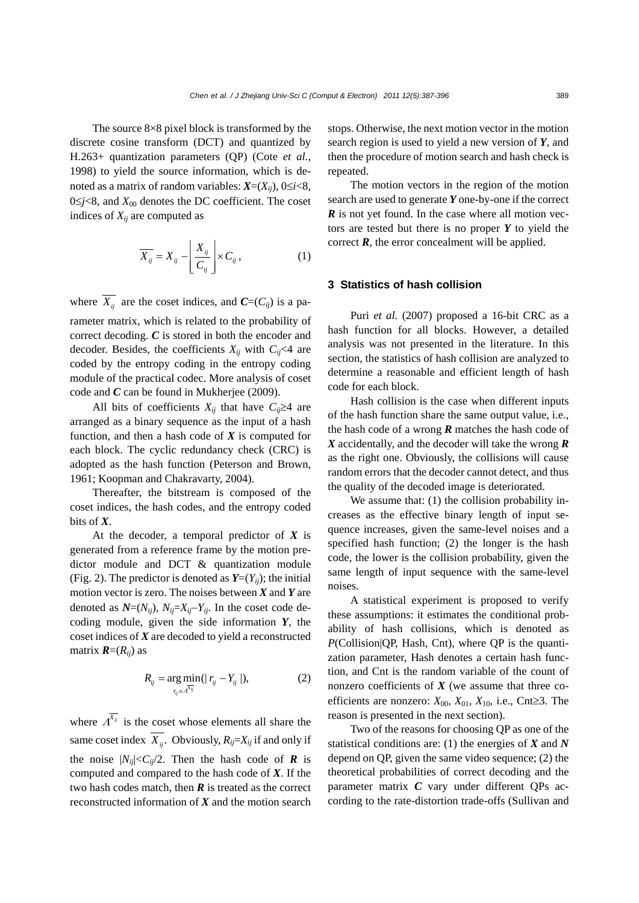The source 8×8 pixel block is transformed by the discrete cosine transform (DCT) and quantized by H.263+ quantization parameters (QP) (Cote *et al.*, 1998) to yield the source information, which is denoted as a matrix of random variables: $\boldsymbol{X}=(X_{ij})$, $0\le i<8$, $0\le j<8$, and $X_{00}$ denotes the DC coefficient. The coset indices of $X_{ij}$ are computed as

$$\overline{X_{ij}} = X_{ij} - \left\lfloor \frac{X_{ij}}{C_{ij}} \right\rfloor \times C_{ij}, \tag{1}$$

where $\overline{X_{ij}}$ are the coset indices, and $\boldsymbol{C}=(C_{ij})$ is a parameter matrix, which is related to the probability of correct decoding. $\boldsymbol{C}$ is stored in both the encoder and decoder. Besides, the coefficients $X_{ij}$ with $C_{ij}<4$ are coded by the entropy coding in the entropy coding module of the practical codec. More analysis of coset code and $\boldsymbol{C}$ can be found in Mukherjee (2009).

All bits of coefficients $X_{ij}$ that have $C_{ij}\ge4$ are arranged as a binary sequence as the input of a hash function, and then a hash code of $\boldsymbol{X}$ is computed for each block. The cyclic redundancy check (CRC) is adopted as the hash function (Peterson and Brown, 1961; Koopman and Chakravarty, 2004).

Thereafter, the bitstream is composed of the coset indices, the hash codes, and the entropy coded bits of $\boldsymbol{X}$.

At the decoder, a temporal predictor of $\boldsymbol{X}$ is generated from a reference frame by the motion predictor module and DCT & quantization module (Fig. 2). The predictor is denoted as $\boldsymbol{Y}=(Y_{ij})$; the initial motion vector is zero. The noises between $\boldsymbol{X}$ and $\boldsymbol{Y}$ are denoted as $\boldsymbol{N}=(N_{ij})$, $N_{ij}=X_{ij}-Y_{ij}$. In the coset code decoding module, given the side information $\boldsymbol{Y}$, the coset indices of $\boldsymbol{X}$ are decoded to yield a reconstructed matrix $\boldsymbol{R}=(R_{ij})$ as

$$R_{ij} = \underset{r_{ij}\in\Lambda^{\overline{X_{ij}}}}{\arg\min}(|r_{ij}-Y_{ij}|), \tag{2}$$

where $\Lambda^{\overline{X_{ij}}}$ is the coset whose elements all share the same coset index $\overline{X_{ij}}$. Obviously, $R_{ij}=X_{ij}$ if and only if the noise $|N_{ij}|<C_{ij}/2$. Then the hash code of $\boldsymbol{R}$ is computed and compared to the hash code of $\boldsymbol{X}$. If the two hash codes match, then $\boldsymbol{R}$ is treated as the correct reconstructed information of $\boldsymbol{X}$ and the motion search stops. Otherwise, the next motion vector in the motion search region is used to yield a new version of $\boldsymbol{Y}$, and then the procedure of motion search and hash check is repeated.

The motion vectors in the region of the motion search are used to generate $\boldsymbol{Y}$ one-by-one if the correct $\boldsymbol{R}$ is not yet found. In the case where all motion vectors are tested but there is no proper $\boldsymbol{Y}$ to yield the correct $\boldsymbol{R}$, the error concealment will be applied.

## 3 Statistics of hash collision

Puri *et al.* (2007) proposed a 16-bit CRC as a hash function for all blocks. However, a detailed analysis was not presented in the literature. In this section, the statistics of hash collision are analyzed to determine a reasonable and efficient length of hash code for each block.

Hash collision is the case when different inputs of the hash function share the same output value, i.e., the hash code of a wrong $\boldsymbol{R}$ matches the hash code of $\boldsymbol{X}$ accidentally, and the decoder will take the wrong $\boldsymbol{R}$ as the right one. Obviously, the collisions will cause random errors that the decoder cannot detect, and thus the quality of the decoded image is deteriorated.

We assume that: (1) the collision probability increases as the effective binary length of input sequence increases, given the same-level noises and a specified hash function; (2) the longer is the hash code, the lower is the collision probability, given the same length of input sequence with the same-level noises.

A statistical experiment is proposed to verify these assumptions: it estimates the conditional probability of hash collisions, which is denoted as $P$(Collision|QP, Hash, Cnt), where QP is the quantization parameter, Hash denotes a certain hash function, and Cnt is the random variable of the count of nonzero coefficients of $\boldsymbol{X}$ (we assume that three coefficients are nonzero: $X_{00}$, $X_{01}$, $X_{10}$, i.e., Cnt≥3. The reason is presented in the next section).

Two of the reasons for choosing QP as one of the statistical conditions are: (1) the energies of $\boldsymbol{X}$ and $\boldsymbol{N}$ depend on QP, given the same video sequence; (2) the theoretical probabilities of correct decoding and the parameter matrix $\boldsymbol{C}$ vary under different QPs according to the rate-distortion trade-offs (Sullivan and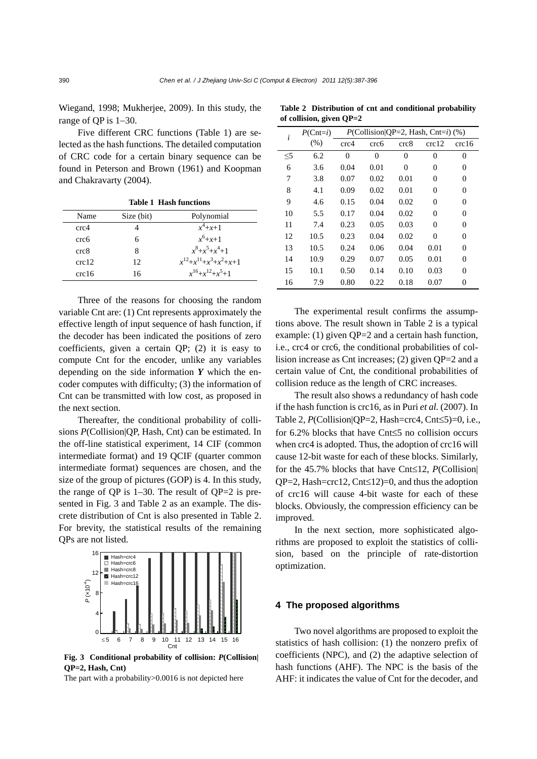Wiegand, 1998; Mukherjee, 2009). In this study, the range of QP is 1–30.

Five different CRC functions (Table 1) are selected as the hash functions. The detailed computation of CRC code for a certain binary sequence can be found in Peterson and Brown (1961) and Koopman and Chakravarty (2004).

**Table 1 Hash functions**

| Name | Size (bit) | Polynomial |
|---|---|---|
| crc4 | 4 | $x^4+x+1$ |
| crc6 | 6 | $x^6+x+1$ |
| crc8 | 8 | $x^8+x^5+x^4+1$ |
| crc12 | 12 | $x^{12}+x^{11}+x^3+x^2+x+1$ |
| crc16 | 16 | $x^{16}+x^{12}+x^5+1$ |

Three of the reasons for choosing the random variable Cnt are: (1) Cnt represents approximately the effective length of input sequence of hash function, if the decoder has been indicated the positions of zero coefficients, given a certain QP; (2) it is easy to compute Cnt for the encoder, unlike any variables depending on the side information ***Y*** which the encoder computes with difficulty; (3) the information of Cnt can be transmitted with low cost, as proposed in the next section.

Thereafter, the conditional probability of collisions *P*(Collision|QP, Hash, Cnt) can be estimated. In the off-line statistical experiment, 14 CIF (common intermediate format) and 19 QCIF (quarter common intermediate format) sequences are chosen, and the size of the group of pictures (GOP) is 4. In this study, the range of QP is 1–30. The result of QP=2 is presented in Fig. 3 and Table 2 as an example. The discrete distribution of Cnt is also presented in Table 2. For brevity, the statistical results of the remaining QPs are not listed.

**Fig. 3 Conditional probability of collision: *P*(Collision|QP=2, Hash, Cnt)**

The part with a probability>0.0016 is not depicted here

**Table 2 Distribution of cnt and conditional probability of collision, given QP=2**

| *i* | *P*(Cnt=*i*) (%) | *P*(Collision\|QP=2, Hash, Cnt=*i*) (%) | | | | |
|---|---|---|---|---|---|---|
| | | crc4 | crc6 | crc8 | crc12 | crc16 |
| ≤5 | 6.2 | 0 | 0 | 0 | 0 | 0 |
| 6 | 3.6 | 0.04 | 0.01 | 0 | 0 | 0 |
| 7 | 3.8 | 0.07 | 0.02 | 0.01 | 0 | 0 |
| 8 | 4.1 | 0.09 | 0.02 | 0.01 | 0 | 0 |
| 9 | 4.6 | 0.15 | 0.04 | 0.02 | 0 | 0 |
| 10 | 5.5 | 0.17 | 0.04 | 0.02 | 0 | 0 |
| 11 | 7.4 | 0.23 | 0.05 | 0.03 | 0 | 0 |
| 12 | 10.5 | 0.23 | 0.04 | 0.02 | 0 | 0 |
| 13 | 10.5 | 0.24 | 0.06 | 0.04 | 0.01 | 0 |
| 14 | 10.9 | 0.29 | 0.07 | 0.05 | 0.01 | 0 |
| 15 | 10.1 | 0.50 | 0.14 | 0.10 | 0.03 | 0 |
| 16 | 7.9 | 0.80 | 0.22 | 0.18 | 0.07 | 0 |

The experimental result confirms the assumptions above. The result shown in Table 2 is a typical example: (1) given QP=2 and a certain hash function, i.e., crc4 or crc6, the conditional probabilities of collision increase as Cnt increases; (2) given QP=2 and a certain value of Cnt, the conditional probabilities of collision reduce as the length of CRC increases.

The result also shows a redundancy of hash code if the hash function is crc16, as in Puri *et al.* (2007). In Table 2, *P*(Collision|QP=2, Hash=crc4, Cnt≤5)=0, i.e., for 6.2% blocks that have Cnt≤5 no collision occurs when crc4 is adopted. Thus, the adoption of crc16 will cause 12-bit waste for each of these blocks. Similarly, for the 45.7% blocks that have Cnt≤12, *P*(Collision|QP=2, Hash=crc12, Cnt≤12)=0, and thus the adoption of crc16 will cause 4-bit waste for each of these blocks. Obviously, the compression efficiency can be improved.

In the next section, more sophisticated algorithms are proposed to exploit the statistics of collision, based on the principle of rate-distortion optimization.

## 4 The proposed algorithms

Two novel algorithms are proposed to exploit the statistics of hash collision: (1) the nonzero prefix of coefficients (NPC), and (2) the adaptive selection of hash functions (AHF). The NPC is the basis of the AHF: it indicates the value of Cnt for the decoder, and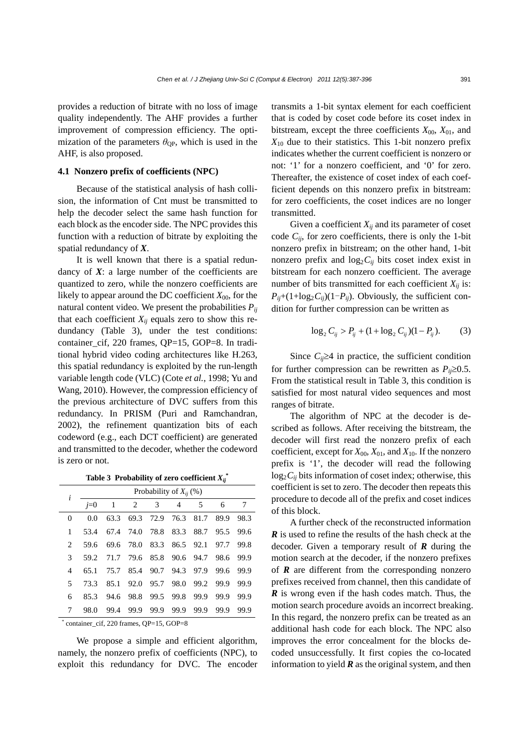provides a reduction of bitrate with no loss of image quality independently. The AHF provides a further improvement of compression efficiency. The optimization of the parameters $\theta_{QP}$, which is used in the AHF, is also proposed.

### 4.1 Nonzero prefix of coefficients (NPC)

Because of the statistical analysis of hash collision, the information of Cnt must be transmitted to help the decoder select the same hash function for each block as the encoder side. The NPC provides this function with a reduction of bitrate by exploiting the spatial redundancy of $\boldsymbol{X}$.

It is well known that there is a spatial redundancy of $\boldsymbol{X}$: a large number of the coefficients are quantized to zero, while the nonzero coefficients are likely to appear around the DC coefficient $X_{00}$, for the natural content video. We present the probabilities $P_{ij}$ that each coefficient $X_{ij}$ equals zero to show this redundancy (Table 3), under the test conditions: container_cif, 220 frames, QP=15, GOP=8. In traditional hybrid video coding architectures like H.263, this spatial redundancy is exploited by the run-length variable length code (VLC) (Cote *et al.*, 1998; Yu and Wang, 2010). However, the compression efficiency of the previous architecture of DVC suffers from this redundancy. In PRISM (Puri and Ramchandran, 2002), the refinement quantization bits of each codeword (e.g., each DCT coefficient) are generated and transmitted to the decoder, whether the codeword is zero or not.

**Table 3 Probability of zero coefficient $X_{ij}$[*]**

| $i$ | Probability of $X_{ij}$ (%) | | | | | | | |
|---|---|---|---|---|---|---|---|---|
| | $j$=0 | 1 | 2 | 3 | 4 | 5 | 6 | 7 |
| 0 | 0.0 | 63.3 | 69.3 | 72.9 | 76.3 | 81.7 | 89.9 | 98.3 |
| 1 | 53.4 | 67.4 | 74.0 | 78.8 | 83.3 | 88.7 | 95.5 | 99.6 |
| 2 | 59.6 | 69.6 | 78.0 | 83.3 | 86.5 | 92.1 | 97.7 | 99.8 |
| 3 | 59.2 | 71.7 | 79.6 | 85.8 | 90.6 | 94.7 | 98.6 | 99.9 |
| 4 | 65.1 | 75.7 | 85.4 | 90.7 | 94.3 | 97.9 | 99.6 | 99.9 |
| 5 | 73.3 | 85.1 | 92.0 | 95.7 | 98.0 | 99.2 | 99.9 | 99.9 |
| 6 | 85.3 | 94.6 | 98.8 | 99.5 | 99.8 | 99.9 | 99.9 | 99.9 |
| 7 | 98.0 | 99.4 | 99.9 | 99.9 | 99.9 | 99.9 | 99.9 | 99.9 |

[*] container_cif, 220 frames, QP=15, GOP=8

We propose a simple and efficient algorithm, namely, the nonzero prefix of coefficients (NPC), to exploit this redundancy for DVC. The encoder transmits a 1-bit syntax element for each coefficient that is coded by coset code before its coset index in bitstream, except the three coefficients $X_{00}$, $X_{01}$, and $X_{10}$ due to their statistics. This 1-bit nonzero prefix indicates whether the current coefficient is nonzero or not: '1' for a nonzero coefficient, and '0' for zero. Thereafter, the existence of coset index of each coefficient depends on this nonzero prefix in bitstream: for zero coefficients, the coset indices are no longer transmitted.

Given a coefficient $X_{ij}$ and its parameter of coset code $C_{ij}$, for zero coefficients, there is only the 1-bit nonzero prefix in bitstream; on the other hand, 1-bit nonzero prefix and $\log_2 C_{ij}$ bits coset index exist in bitstream for each nonzero coefficient. The average number of bits transmitted for each coefficient $X_{ij}$ is: $P_{ij}+(1+\log_2 C_{ij})(1-P_{ij})$. Obviously, the sufficient condition for further compression can be written as

$$\log_2 C_{ij} > P_{ij} + (1+\log_2 C_{ij})(1-P_{ij}). \tag{3}$$

Since $C_{ij}\geq 4$ in practice, the sufficient condition for further compression can be rewritten as $P_{ij}\geq 0.5$. From the statistical result in Table 3, this condition is satisfied for most natural video sequences and most ranges of bitrate.

The algorithm of NPC at the decoder is described as follows. After receiving the bitstream, the decoder will first read the nonzero prefix of each coefficient, except for $X_{00}$, $X_{01}$, and $X_{10}$. If the nonzero prefix is '1', the decoder will read the following $\log_2 C_{ij}$ bits information of coset index; otherwise, this coefficient is set to zero. The decoder then repeats this procedure to decode all of the prefix and coset indices of this block.

A further check of the reconstructed information $\boldsymbol{R}$ is used to refine the results of the hash check at the decoder. Given a temporary result of $\boldsymbol{R}$ during the motion search at the decoder, if the nonzero prefixes of $\boldsymbol{R}$ are different from the corresponding nonzero prefixes received from channel, then this candidate of $\boldsymbol{R}$ is wrong even if the hash codes match. Thus, the motion search procedure avoids an incorrect breaking. In this regard, the nonzero prefix can be treated as an additional hash code for each block. The NPC also improves the error concealment for the blocks decoded unsuccessfully. It first copies the co-located information to yield $\boldsymbol{R}$ as the original system, and then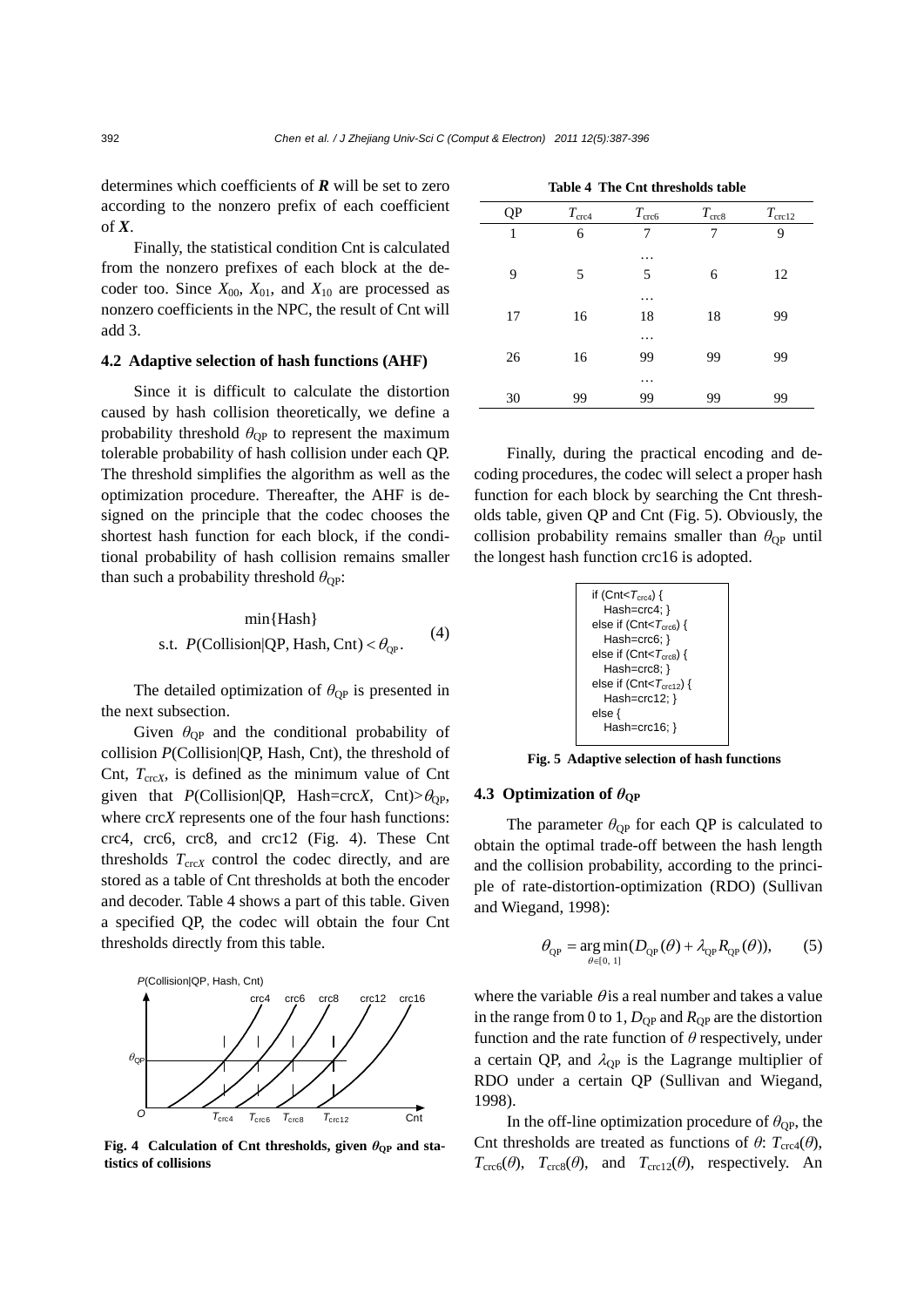determines which coefficients of $\boldsymbol{R}$ will be set to zero according to the nonzero prefix of each coefficient of $\boldsymbol{X}$.

Finally, the statistical condition Cnt is calculated from the nonzero prefixes of each block at the decoder too. Since $X_{00}$, $X_{01}$, and $X_{10}$ are processed as nonzero coefficients in the NPC, the result of Cnt will add 3.

### 4.2 Adaptive selection of hash functions (AHF)

Since it is difficult to calculate the distortion caused by hash collision theoretically, we define a probability threshold $\theta_{\mathrm{QP}}$ to represent the maximum tolerable probability of hash collision under each QP. The threshold simplifies the algorithm as well as the optimization procedure. Thereafter, the AHF is designed on the principle that the codec chooses the shortest hash function for each block, if the conditional probability of hash collision remains smaller than such a probability threshold $\theta_{\mathrm{QP}}$:

$$\begin{aligned} &\min\{\text{Hash}\} \\ &\text{s.t. } P(\text{Collision}|\text{QP, Hash, Cnt}) < \theta_{\mathrm{QP}}. \end{aligned} \tag{4}$$

The detailed optimization of $\theta_{\mathrm{QP}}$ is presented in the next subsection.

Given $\theta_{\mathrm{QP}}$ and the conditional probability of collision $P$(Collision|QP, Hash, Cnt), the threshold of Cnt, $T_{\mathrm{crc}X}$, is defined as the minimum value of Cnt given that $P$(Collision|QP, Hash=crc$X$, Cnt)$>\theta_{\mathrm{QP}}$, where crc$X$ represents one of the four hash functions: crc4, crc6, crc8, and crc12 (Fig. 4). These Cnt thresholds $T_{\mathrm{crc}X}$ control the codec directly, and are stored as a table of Cnt thresholds at both the encoder and decoder. Table 4 shows a part of this table. Given a specified QP, the codec will obtain the four Cnt thresholds directly from this table.

**Fig. 4 Calculation of Cnt thresholds, given $\theta_{\mathrm{QP}}$ and statistics of collisions**

**Table 4 The Cnt thresholds table**

| QP | $T_{\mathrm{crc4}}$ | $T_{\mathrm{crc6}}$ | $T_{\mathrm{crc8}}$ | $T_{\mathrm{crc12}}$ |
|---|---|---|---|---|
| 1 | 6 | 7 | 7 | 9 |
| | | … | | |
| 9 | 5 | 5 | 6 | 12 |
| | | … | | |
| 17 | 16 | 18 | 18 | 99 |
| | | … | | |
| 26 | 16 | 99 | 99 | 99 |
| | | … | | |
| 30 | 99 | 99 | 99 | 99 |

Finally, during the practical encoding and decoding procedures, the codec will select a proper hash function for each block by searching the Cnt thresholds table, given QP and Cnt (Fig. 5). Obviously, the collision probability remains smaller than $\theta_{\mathrm{QP}}$ until the longest hash function crc16 is adopted.

```
if (Cnt<T_crc4) {
   Hash=crc4; }
else if (Cnt<T_crc6) {
   Hash=crc6; }
else if (Cnt<T_crc8) {
   Hash=crc8; }
else if (Cnt<T_crc12) {
   Hash=crc12; }
else {
   Hash=crc16; }
```

**Fig. 5 Adaptive selection of hash functions**

### 4.3 Optimization of $\theta_{\mathrm{QP}}$

The parameter $\theta_{\mathrm{QP}}$ for each QP is calculated to obtain the optimal trade-off between the hash length and the collision probability, according to the principle of rate-distortion-optimization (RDO) (Sullivan and Wiegand, 1998):

$$\theta_{\mathrm{QP}} = \underset{\theta\in[0,\,1]}{\arg\min}(D_{\mathrm{QP}}(\theta) + \lambda_{\mathrm{QP}} R_{\mathrm{QP}}(\theta)), \tag{5}$$

where the variable $\theta$ is a real number and takes a value in the range from 0 to 1, $D_{\mathrm{QP}}$ and $R_{\mathrm{QP}}$ are the distortion function and the rate function of $\theta$ respectively, under a certain QP, and $\lambda_{\mathrm{QP}}$ is the Lagrange multiplier of RDO under a certain QP (Sullivan and Wiegand, 1998).

In the off-line optimization procedure of $\theta_{\mathrm{QP}}$, the Cnt thresholds are treated as functions of $\theta$: $T_{\mathrm{crc4}}(\theta)$, $T_{\mathrm{crc6}}(\theta)$, $T_{\mathrm{crc8}}(\theta)$, and $T_{\mathrm{crc12}}(\theta)$, respectively. An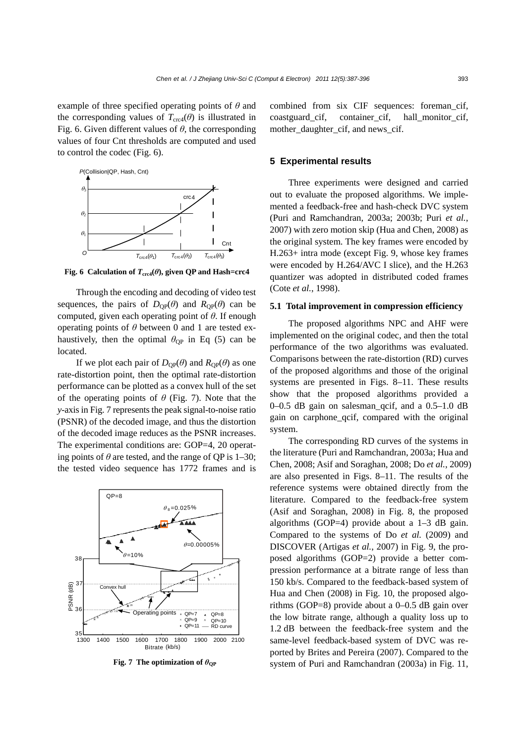example of three specified operating points of $\theta$ and the corresponding values of $T_{\text{crc4}}(\theta)$ is illustrated in Fig. 6. Given different values of $\theta$, the corresponding values of four Cnt thresholds are computed and used to control the codec (Fig. 6).

**Fig. 6 Calculation of $T_{\text{crc4}}(\theta)$, given QP and Hash=crc4**

Through the encoding and decoding of video test sequences, the pairs of $D_{\text{QP}}(\theta)$ and $R_{\text{QP}}(\theta)$ can be computed, given each operating point of $\theta$. If enough operating points of $\theta$ between 0 and 1 are tested exhaustively, then the optimal $\theta_{\text{QP}}$ in Eq (5) can be located.

If we plot each pair of $D_{\text{QP}}(\theta)$ and $R_{\text{QP}}(\theta)$ as one rate-distortion point, then the optimal rate-distortion performance can be plotted as a convex hull of the set of the operating points of $\theta$ (Fig. 7). Note that the *y*-axis in Fig. 7 represents the peak signal-to-noise ratio (PSNR) of the decoded image, and thus the distortion of the decoded image reduces as the PSNR increases. The experimental conditions are: GOP=4, 20 operating points of $\theta$ are tested, and the range of QP is 1–30; the tested video sequence has 1772 frames and is combined from six CIF sequences: foreman_cif, coastguard_cif, container_cif, hall_monitor_cif, mother_daughter_cif, and news_cif.

**Fig. 7 The optimization of $\theta_{\text{QP}}$**

## 5 Experimental results

Three experiments were designed and carried out to evaluate the proposed algorithms. We implemented a feedback-free and hash-check DVC system (Puri and Ramchandran, 2003a; 2003b; Puri *et al.*, 2007) with zero motion skip (Hua and Chen, 2008) as the original system. The key frames were encoded by H.263+ intra mode (except Fig. 9, whose key frames were encoded by H.264/AVC I slice), and the H.263 quantizer was adopted in distributed coded frames (Cote *et al.*, 1998).

### 5.1 Total improvement in compression efficiency

The proposed algorithms NPC and AHF were implemented on the original codec, and then the total performance of the two algorithms was evaluated. Comparisons between the rate-distortion (RD) curves of the proposed algorithms and those of the original systems are presented in Figs. 8–11. These results show that the proposed algorithms provided a 0–0.5 dB gain on salesman_qcif, and a 0.5–1.0 dB gain on carphone_qcif, compared with the original system.

The corresponding RD curves of the systems in the literature (Puri and Ramchandran, 2003a; Hua and Chen, 2008; Asif and Soraghan, 2008; Do *et al.*, 2009) are also presented in Figs. 8–11. The results of the reference systems were obtained directly from the literature. Compared to the feedback-free system (Asif and Soraghan, 2008) in Fig. 8, the proposed algorithms (GOP=4) provide about a 1–3 dB gain. Compared to the systems of Do *et al.* (2009) and DISCOVER (Artigas *et al.*, 2007) in Fig. 9, the proposed algorithms (GOP=2) provide a better compression performance at a bitrate range of less than 150 kb/s. Compared to the feedback-based system of Hua and Chen (2008) in Fig. 10, the proposed algorithms (GOP=8) provide about a 0–0.5 dB gain over the low bitrate range, although a quality loss up to 1.2 dB between the feedback-free system and the same-level feedback-based system of DVC was reported by Brites and Pereira (2007). Compared to the system of Puri and Ramchandran (2003a) in Fig. 11,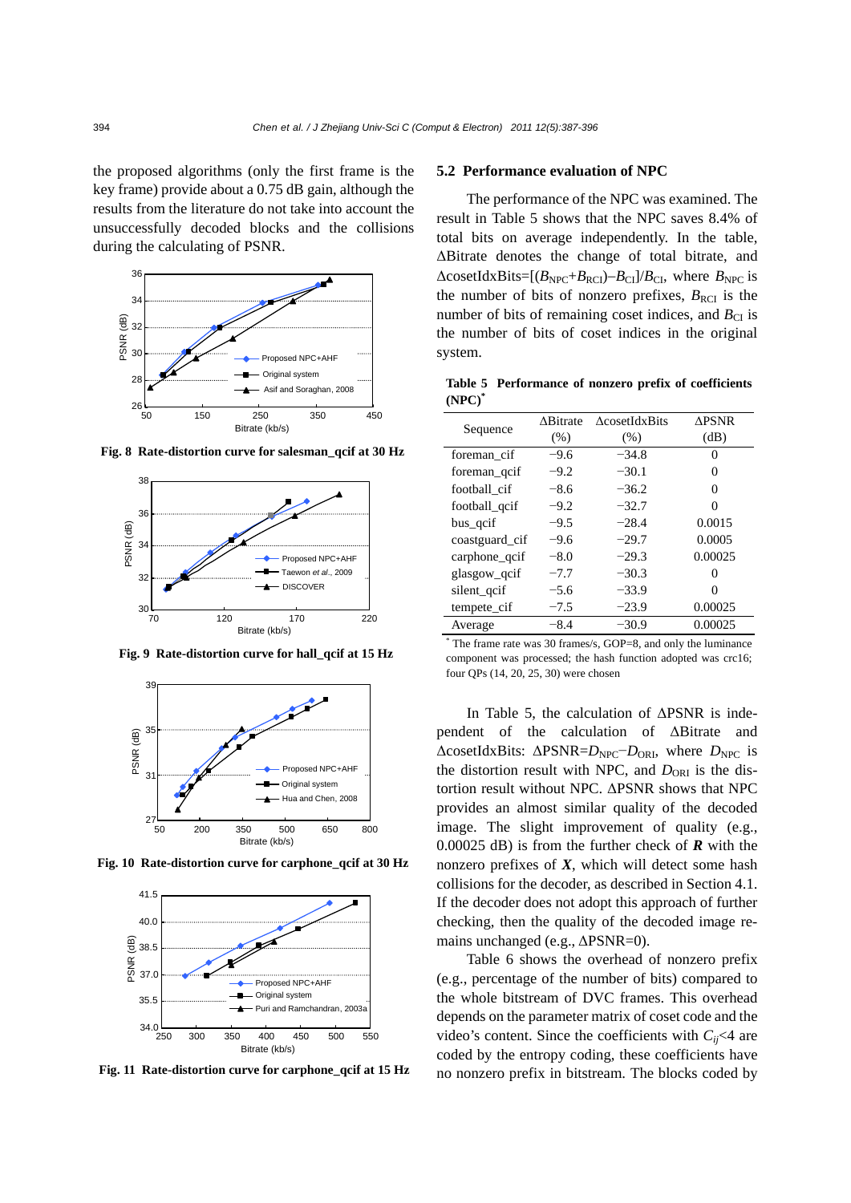the proposed algorithms (only the first frame is the key frame) provide about a 0.75 dB gain, although the results from the literature do not take into account the unsuccessfully decoded blocks and the collisions during the calculating of PSNR.

**Fig. 8 Rate-distortion curve for salesman_qcif at 30 Hz**

**Fig. 9 Rate-distortion curve for hall_qcif at 15 Hz**

**Fig. 10 Rate-distortion curve for carphone_qcif at 30 Hz**

**Fig. 11 Rate-distortion curve for carphone_qcif at 15 Hz**

### 5.2 Performance evaluation of NPC

The performance of the NPC was examined. The result in Table 5 shows that the NPC saves 8.4% of total bits on average independently. In the table, ΔBitrate denotes the change of total bitrate, and ΔcosetIdxBits=$[(B_{\mathrm{NPC}}+B_{\mathrm{RCI}})-B_{\mathrm{CI}}]/B_{\mathrm{CI}}$, where $B_{\mathrm{NPC}}$ is the number of bits of nonzero prefixes, $B_{\mathrm{RCI}}$ is the number of bits of remaining coset indices, and $B_{\mathrm{CI}}$ is the number of bits of coset indices in the original system.

**Table 5 Performance of nonzero prefix of coefficients (NPC)***

| Sequence | ΔBitrate (%) | ΔcosetIdxBits (%) | ΔPSNR (dB) |
|---|---|---|---|
| foreman_cif | −9.6 | −34.8 | 0 |
| foreman_qcif | −9.2 | −30.1 | 0 |
| football_cif | −8.6 | −36.2 | 0 |
| football_qcif | −9.2 | −32.7 | 0 |
| bus_qcif | −9.5 | −28.4 | 0.0015 |
| coastguard_cif | −9.6 | −29.7 | 0.0005 |
| carphone_qcif | −8.0 | −29.3 | 0.00025 |
| glasgow_qcif | −7.7 | −30.3 | 0 |
| silent_qcif | −5.6 | −33.9 | 0 |
| tempete_cif | −7.5 | −23.9 | 0.00025 |
| Average | −8.4 | −30.9 | 0.00025 |

* The frame rate was 30 frames/s, GOP=8, and only the luminance component was processed; the hash function adopted was crc16; four QPs (14, 20, 25, 30) were chosen

In Table 5, the calculation of ΔPSNR is independent of the calculation of ΔBitrate and ΔcosetIdxBits: ΔPSNR=$D_{\mathrm{NPC}}-D_{\mathrm{ORI}}$, where $D_{\mathrm{NPC}}$ is the distortion result with NPC, and $D_{\mathrm{ORI}}$ is the distortion result without NPC. ΔPSNR shows that NPC provides an almost similar quality of the decoded image. The slight improvement of quality (e.g., 0.00025 dB) is from the further check of $\boldsymbol{R}$ with the nonzero prefixes of $\boldsymbol{X}$, which will detect some hash collisions for the decoder, as described in Section 4.1. If the decoder does not adopt this approach of further checking, then the quality of the decoded image remains unchanged (e.g., ΔPSNR=0).

Table 6 shows the overhead of nonzero prefix (e.g., percentage of the number of bits) compared to the whole bitstream of DVC frames. This overhead depends on the parameter matrix of coset code and the video's content. Since the coefficients with $C_{ij}$<4 are coded by the entropy coding, these coefficients have no nonzero prefix in bitstream. The blocks coded by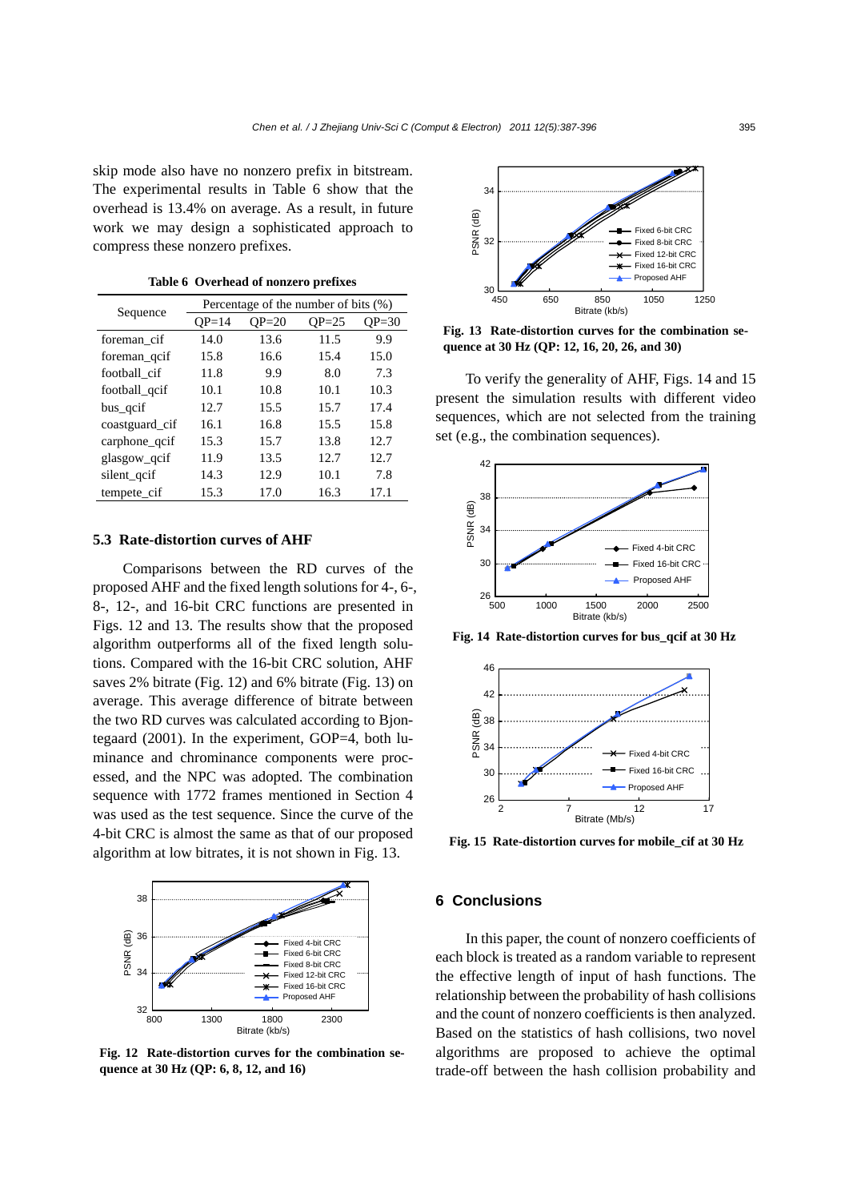skip mode also have no nonzero prefix in bitstream. The experimental results in Table 6 show that the overhead is 13.4% on average. As a result, in future work we may design a sophisticated approach to compress these nonzero prefixes.

**Table 6 Overhead of nonzero prefixes**

| Sequence | Percentage of the number of bits (%) | | | |
|---|---|---|---|---|
| | QP=14 | QP=20 | QP=25 | QP=30 |
| foreman_cif | 14.0 | 13.6 | 11.5 | 9.9 |
| foreman_qcif | 15.8 | 16.6 | 15.4 | 15.0 |
| football_cif | 11.8 | 9.9 | 8.0 | 7.3 |
| football_qcif | 10.1 | 10.8 | 10.1 | 10.3 |
| bus_qcif | 12.7 | 15.5 | 15.7 | 17.4 |
| coastguard_cif | 16.1 | 16.8 | 15.5 | 15.8 |
| carphone_qcif | 15.3 | 15.7 | 13.8 | 12.7 |
| glasgow_qcif | 11.9 | 13.5 | 12.7 | 12.7 |
| silent_qcif | 14.3 | 12.9 | 10.1 | 7.8 |
| tempete_cif | 15.3 | 17.0 | 16.3 | 17.1 |

### 5.3 Rate-distortion curves of AHF

Comparisons between the RD curves of the proposed AHF and the fixed length solutions for 4-, 6-, 8-, 12-, and 16-bit CRC functions are presented in Figs. 12 and 13. The results show that the proposed algorithm outperforms all of the fixed length solutions. Compared with the 16-bit CRC solution, AHF saves 2% bitrate (Fig. 12) and 6% bitrate (Fig. 13) on average. This average difference of bitrate between the two RD curves was calculated according to Bjontegaard (2001). In the experiment, GOP=4, both luminance and chrominance components were processed, and the NPC was adopted. The combination sequence with 1772 frames mentioned in Section 4 was used as the test sequence. Since the curve of the 4-bit CRC is almost the same as that of our proposed algorithm at low bitrates, it is not shown in Fig. 13.

**Fig. 12 Rate-distortion curves for the combination sequence at 30 Hz (QP: 6, 8, 12, and 16)**

**Fig. 13 Rate-distortion curves for the combination sequence at 30 Hz (QP: 12, 16, 20, 26, and 30)**

To verify the generality of AHF, Figs. 14 and 15 present the simulation results with different video sequences, which are not selected from the training set (e.g., the combination sequences).

**Fig. 14 Rate-distortion curves for bus_qcif at 30 Hz**

**Fig. 15 Rate-distortion curves for mobile_cif at 30 Hz**

## 6 Conclusions

In this paper, the count of nonzero coefficients of each block is treated as a random variable to represent the effective length of input of hash functions. The relationship between the probability of hash collisions and the count of nonzero coefficients is then analyzed. Based on the statistics of hash collisions, two novel algorithms are proposed to achieve the optimal trade-off between the hash collision probability and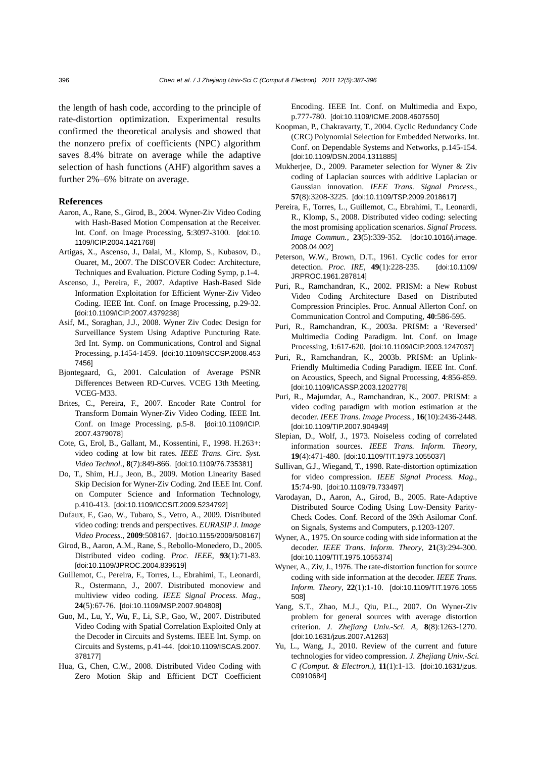the length of hash code, according to the principle of rate-distortion optimization. Experimental results confirmed the theoretical analysis and showed that the nonzero prefix of coefficients (NPC) algorithm saves 8.4% bitrate on average while the adaptive selection of hash functions (AHF) algorithm saves a further 2%–6% bitrate on average.

## References

Aaron, A., Rane, S., Girod, B., 2004. Wyner-Ziv Video Coding with Hash-Based Motion Compensation at the Receiver. Int. Conf. on Image Processing, **5**:3097-3100. [doi:10.1109/ICIP.2004.1421768]

Artigas, X., Ascenso, J., Dalai, M., Klomp, S., Kubasov, D., Ouaret, M., 2007. The DISCOVER Codec: Architecture, Techniques and Evaluation. Picture Coding Symp, p.1-4.

Ascenso, J., Pereira, F., 2007. Adaptive Hash-Based Side Information Exploitation for Efficient Wyner-Ziv Video Coding. IEEE Int. Conf. on Image Processing, p.29-32. [doi:10.1109/ICIP.2007.4379238]

Asif, M., Soraghan, J.J., 2008. Wyner Ziv Codec Design for Surveillance System Using Adaptive Puncturing Rate. 3rd Int. Symp. on Communications, Control and Signal Processing, p.1454-1459. [doi:10.1109/ISCCSP.2008.4537456]

Bjontegaard, G., 2001. Calculation of Average PSNR Differences Between RD-Curves. VCEG 13th Meeting. VCEG-M33.

Brites, C., Pereira, F., 2007. Encoder Rate Control for Transform Domain Wyner-Ziv Video Coding. IEEE Int. Conf. on Image Processing, p.5-8. [doi:10.1109/ICIP.2007.4379078]

Cote, G., Erol, B., Gallant, M., Kossentini, F., 1998. H.263+: video coding at low bit rates. *IEEE Trans. Circ. Syst. Video Technol.*, **8**(7):849-866. [doi:10.1109/76.735381]

Do, T., Shim, H.J., Jeon, B., 2009. Motion Linearity Based Skip Decision for Wyner-Ziv Coding. 2nd IEEE Int. Conf. on Computer Science and Information Technology, p.410-413. [doi:10.1109/ICCSIT.2009.5234792]

Dufaux, F., Gao, W., Tubaro, S., Vetro, A., 2009. Distributed video coding: trends and perspectives. *EURASIP J. Image Video Process.*, **2009**:508167. [doi:10.1155/2009/508167]

Girod, B., Aaron, A.M., Rane, S., Rebollo-Monedero, D., 2005. Distributed video coding. *Proc. IEEE*, **93**(1):71-83. [doi:10.1109/JPROC.2004.839619]

Guillemot, C., Pereira, F., Torres, L., Ebrahimi, T., Leonardi, R., Ostermann, J., 2007. Distributed monoview and multiview video coding. *IEEE Signal Process. Mag.*, **24**(5):67-76. [doi:10.1109/MSP.2007.904808]

Guo, M., Lu, Y., Wu, F., Li, S.P., Gao, W., 2007. Distributed Video Coding with Spatial Correlation Exploited Only at the Decoder in Circuits and Systems. IEEE Int. Symp. on Circuits and Systems, p.41-44. [doi:10.1109/ISCAS.2007.378177]

Hua, G., Chen, C.W., 2008. Distributed Video Coding with Zero Motion Skip and Efficient DCT Coefficient Encoding. IEEE Int. Conf. on Multimedia and Expo, p.777-780. [doi:10.1109/ICME.2008.4607550]

Koopman, P., Chakravarty, T., 2004. Cyclic Redundancy Code (CRC) Polynomial Selection for Embedded Networks. Int. Conf. on Dependable Systems and Networks, p.145-154. [doi:10.1109/DSN.2004.1311885]

Mukherjee, D., 2009. Parameter selection for Wyner & Ziv coding of Laplacian sources with additive Laplacian or Gaussian innovation. *IEEE Trans. Signal Process.*, **57**(8):3208-3225. [doi:10.1109/TSP.2009.2018617]

Pereira, F., Torres, L., Guillemot, C., Ebrahimi, T., Leonardi, R., Klomp, S., 2008. Distributed video coding: selecting the most promising application scenarios. *Signal Process. Image Commun.*, **23**(5):339-352. [doi:10.1016/j.image.2008.04.002]

Peterson, W.W., Brown, D.T., 1961. Cyclic codes for error detection. *Proc. IRE*, **49**(1):228-235. [doi:10.1109/JRPROC.1961.287814]

Puri, R., Ramchandran, K., 2002. PRISM: a New Robust Video Coding Architecture Based on Distributed Compression Principles. Proc. Annual Allerton Conf. on Communication Control and Computing, **40**:586-595.

Puri, R., Ramchandran, K., 2003a. PRISM: a 'Reversed' Multimedia Coding Paradigm. Int. Conf. on Image Processing, **1**:617-620. [doi:10.1109/ICIP.2003.1247037]

Puri, R., Ramchandran, K., 2003b. PRISM: an Uplink-Friendly Multimedia Coding Paradigm. IEEE Int. Conf. on Acoustics, Speech, and Signal Processing, **4**:856-859. [doi:10.1109/ICASSP.2003.1202778]

Puri, R., Majumdar, A., Ramchandran, K., 2007. PRISM: a video coding paradigm with motion estimation at the decoder. *IEEE Trans. Image Process.*, **16**(10):2436-2448. [doi:10.1109/TIP.2007.904949]

Slepian, D., Wolf, J., 1973. Noiseless coding of correlated information sources. *IEEE Trans. Inform. Theory*, **19**(4):471-480. [doi:10.1109/TIT.1973.1055037]

Sullivan, G.J., Wiegand, T., 1998. Rate-distortion optimization for video compression. *IEEE Signal Process. Mag.*, **15**:74-90. [doi:10.1109/79.733497]

Varodayan, D., Aaron, A., Girod, B., 2005. Rate-Adaptive Distributed Source Coding Using Low-Density Parity-Check Codes. Conf. Record of the 39th Asilomar Conf. on Signals, Systems and Computers, p.1203-1207.

Wyner, A., 1975. On source coding with side information at the decoder. *IEEE Trans. Inform. Theory*, **21**(3):294-300. [doi:10.1109/TIT.1975.1055374]

Wyner, A., Ziv, J., 1976. The rate-distortion function for source coding with side information at the decoder. *IEEE Trans. Inform. Theory*, **22**(1):1-10. [doi:10.1109/TIT.1976.1055508]

Yang, S.T., Zhao, M.J., Qiu, P.L., 2007. On Wyner-Ziv problem for general sources with average distortion criterion. *J. Zhejiang Univ.-Sci. A*, **8**(8):1263-1270. [doi:10.1631/jzus.2007.A1263]

Yu, L., Wang, J., 2010. Review of the current and future technologies for video compression. *J. Zhejiang Univ.-Sci. C (Comput. & Electron.)*, **11**(1):1-13. [doi:10.1631/jzus.C0910684]